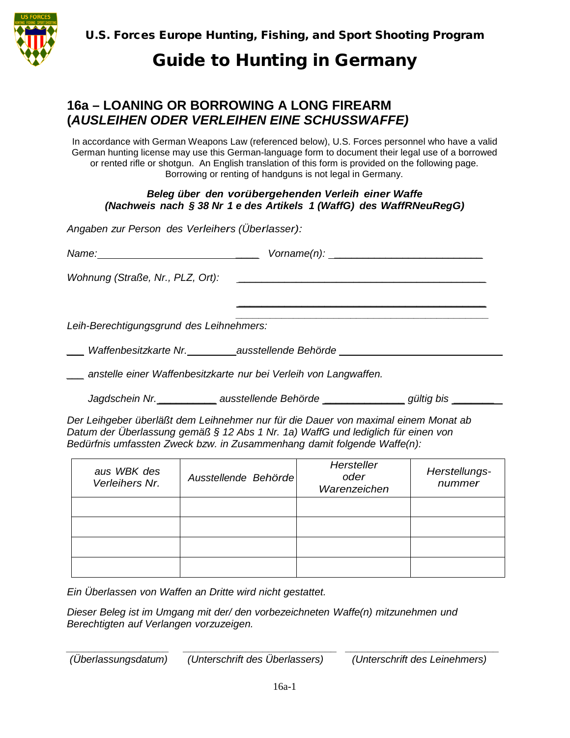# Guide to Hunting in Germany

U.S. Forces Europe Hunting, Fishing, and Sport Shooting Program

## 16a – LOANING OR BORROWING A LONG FIREARM (*AUSLEIHEN ODER VERLEIHEN EINE SCHUSSWAFFE)*

In accordance with German Weapons Law (referenced below), U.S. Forces personnel who have a valid German hunting license may use this German-language form to document their legal use of a borrowed or rented rifle or shotgun. An English translation of this form is provided on the following page. Borrowing or renting of handguns is not legal in Germany.

***Beleg über den vorübergehenden Verleih einer Waffe (Nachweis nach § 38 Nr 1 e des Artikels 1 (WaffG) des WaffRNeuRegG)***

*Angaben zur Person des Verleihers (Überlasser):*

*Name:* ______________________________ *Vorname(n):* ______________________________

*Wohnung (Straße, Nr., PLZ, Ort):* ______________________________________________

______________________________________________

______________________________________________

*Leih-Berechtigungsgrund des Leihnehmers:*

___ *Waffenbesitzkarte Nr.* __________ *ausstellende Behörde* ______________________________

___ *anstelle einer Waffenbesitzkarte nur bei Verleih von Langwaffen.*

*Jagdschein Nr.* __________ *ausstellende Behörde* ______________ *gültig bis* ________

*Der Leihgeber überläßt dem Leihnehmer nur für die Dauer von maximal einem Monat ab Datum der Überlassung gemäß § 12 Abs 1 Nr. 1a) WaffG und lediglich für einen von Bedürfnis umfassten Zweck bzw. in Zusammenhang damit folgende Waffe(n):*

| *aus WBK des Verleihers Nr.* | *Ausstellende Behörde* | *Hersteller oder Warenzeichen* | *Herstellungs-nummer* |
|---|---|---|---|
| | | | |
| | | | |
| | | | |
| | | | |

*Ein Überlassen von Waffen an Dritte wird nicht gestattet.*

*Dieser Beleg ist im Umgang mit der/ den vorbezeichneten Waffe(n) mitzunehmen und Berechtigten auf Verlangen vorzuzeigen.*

____________________ ______________________________ ______________________________

*(Überlassungsdatum)* *(Unterschrift des Überlassers)* *(Unterschrift des Leinehmers)*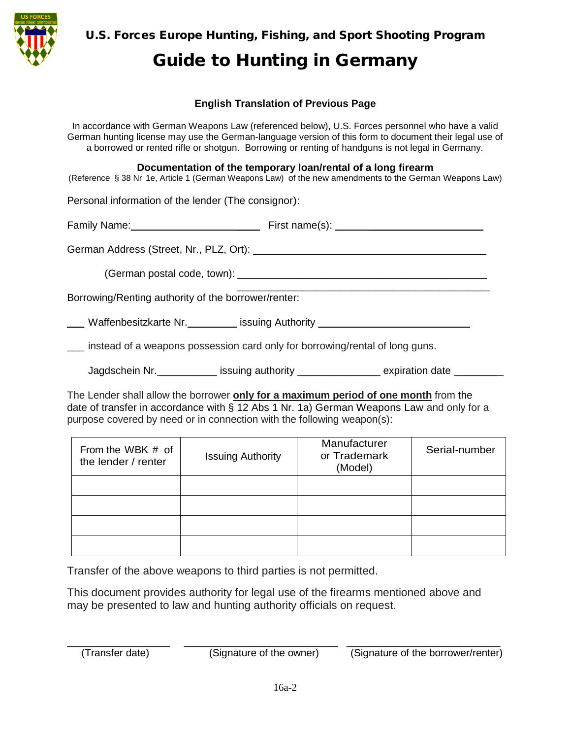# Guide to Hunting in Germany

U.S. Forces Europe Hunting, Fishing, and Sport Shooting Program

**English Translation of Previous Page**

In accordance with German Weapons Law (referenced below), U.S. Forces personnel who have a valid German hunting license may use the German-language version of this form to document their legal use of a borrowed or rented rifle or shotgun. Borrowing or renting of handguns is not legal in Germany.

**Documentation of the temporary loan/rental of a long firearm**

(Reference § 38 Nr 1e, Article 1 (German Weapons Law) of the new amendments to the German Weapons Law)

Personal information of the lender (The consignor):

Family Name:______________________ First name(s): ______________________

German Address (Street, Nr., PLZ, Ort): ________________________________________

(German postal code, town): ________________________________________

________________________________________

Borrowing/Renting authority of the borrower/renter:

___ Waffenbesitzkarte Nr.________ issuing Authority ____________________________

___ instead of a weapons possession card only for borrowing/rental of long guns.

Jagdschein Nr.__________ issuing authority ______________ expiration date ________

The Lender shall allow the borrower **only for a maximum period of one month** from the date of transfer in accordance with § 12 Abs 1 Nr. 1a) German Weapons Law and only for a purpose covered by need or in connection with the following weapon(s):

| From the WBK # of the lender / renter | Issuing Authority | Manufacturer or Trademark (Model) | Serial-number |
|---|---|---|---|
| | | | |
| | | | |
| | | | |
| | | | |

Transfer of the above weapons to third parties is not permitted.

This document provides authority for legal use of the firearms mentioned above and may be presented to law and hunting authority officials on request.

________________ ________________________ ________________________

(Transfer date) (Signature of the owner) (Signature of the borrower/renter)